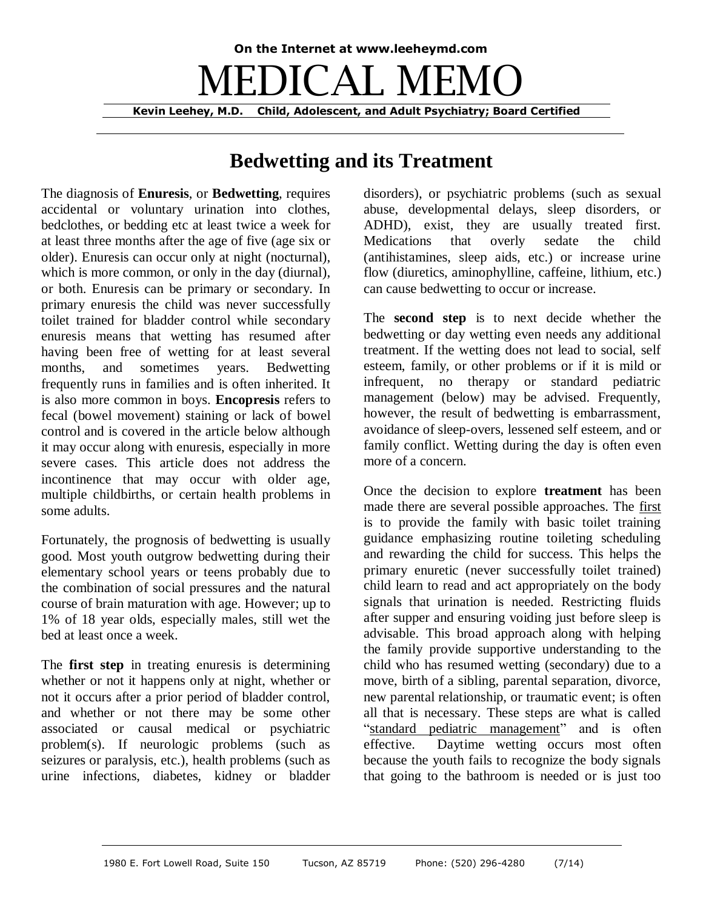On the Internet at www.leeheymd.com

# MEDICAL MEMO

**Kevin Leehey, M.D. Child, Adolescent, and Adult Psychiatry; Board Certified**

## Bedwetting and its Treatment

The diagnosis of **Enuresis**, or **Bedwetting**, requires accidental or voluntary urination into clothes, bedclothes, or bedding etc at least twice a week for at least three months after the age of five (age six or older). Enuresis can occur only at night (nocturnal), which is more common, or only in the day (diurnal), or both. Enuresis can be primary or secondary. In primary enuresis the child was never successfully toilet trained for bladder control while secondary enuresis means that wetting has resumed after having been free of wetting for at least several months, and sometimes years. Bedwetting frequently runs in families and is often inherited. It is also more common in boys. **Encopresis** refers to fecal (bowel movement) staining or lack of bowel control and is covered in the article below although it may occur along with enuresis, especially in more severe cases. This article does not address the incontinence that may occur with older age, multiple childbirths, or certain health problems in some adults.

Fortunately, the prognosis of bedwetting is usually good. Most youth outgrow bedwetting during their elementary school years or teens probably due to the combination of social pressures and the natural course of brain maturation with age. However; up to 1% of 18 year olds, especially males, still wet the bed at least once a week.

The **first step** in treating enuresis is determining whether or not it happens only at night, whether or not it occurs after a prior period of bladder control, and whether or not there may be some other associated or causal medical or psychiatric problem(s). If neurologic problems (such as seizures or paralysis, etc.), health problems (such as urine infections, diabetes, kidney or bladder disorders), or psychiatric problems (such as sexual abuse, developmental delays, sleep disorders, or ADHD), exist, they are usually treated first. Medications that overly sedate the child (antihistamines, sleep aids, etc.) or increase urine flow (diuretics, aminophylline, caffeine, lithium, etc.) can cause bedwetting to occur or increase.

The **second step** is to next decide whether the bedwetting or day wetting even needs any additional treatment. If the wetting does not lead to social, self esteem, family, or other problems or if it is mild or infrequent, no therapy or standard pediatric management (below) may be advised. Frequently, however, the result of bedwetting is embarrassment, avoidance of sleep-overs, lessened self esteem, and or family conflict. Wetting during the day is often even more of a concern.

Once the decision to explore **treatment** has been made there are several possible approaches. The <u>first</u> is to provide the family with basic toilet training guidance emphasizing routine toileting scheduling and rewarding the child for success. This helps the primary enuretic (never successfully toilet trained) child learn to read and act appropriately on the body signals that urination is needed. Restricting fluids after supper and ensuring voiding just before sleep is advisable. This broad approach along with helping the family provide supportive understanding to the child who has resumed wetting (secondary) due to a move, birth of a sibling, parental separation, divorce, new parental relationship, or traumatic event; is often all that is necessary. These steps are what is called "<u>standard pediatric management</u>" and is often effective. Daytime wetting occurs most often because the youth fails to recognize the body signals that going to the bathroom is needed or is just too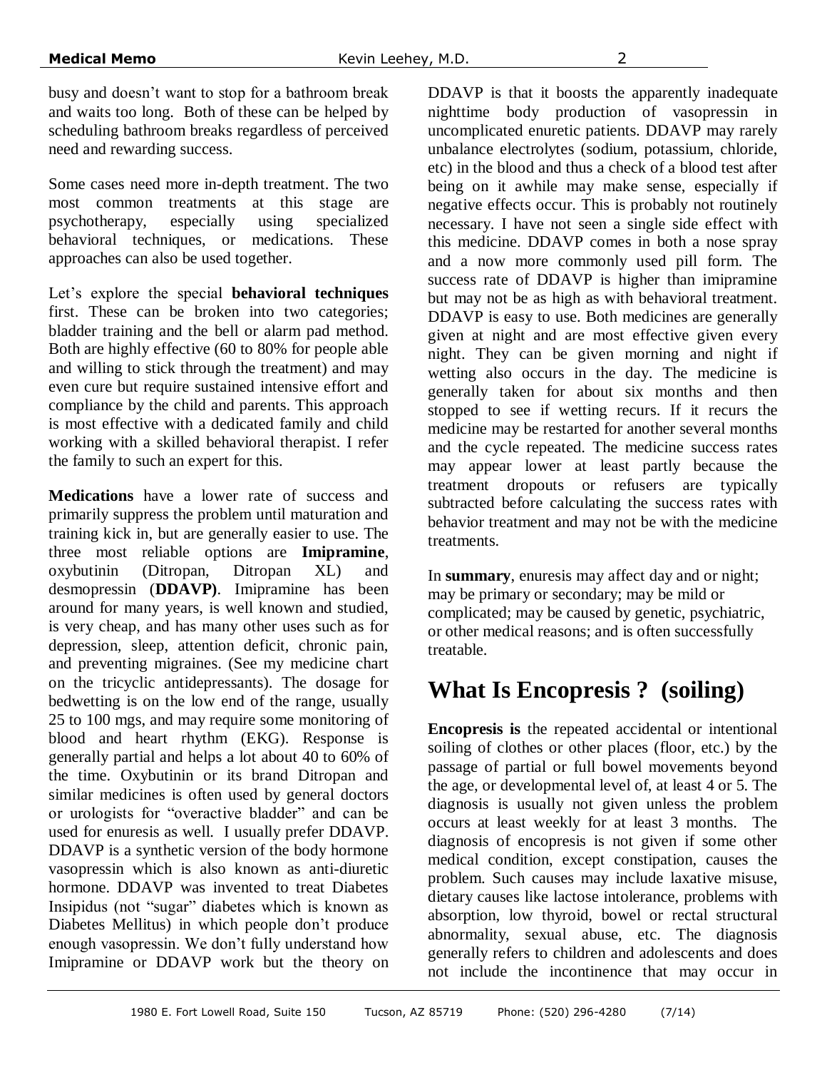busy and doesn't want to stop for a bathroom break and waits too long. Both of these can be helped by scheduling bathroom breaks regardless of perceived need and rewarding success.

Some cases need more in-depth treatment. The two most common treatments at this stage are psychotherapy, especially using specialized behavioral techniques, or medications. These approaches can also be used together.

Let's explore the special **behavioral techniques** first. These can be broken into two categories; bladder training and the bell or alarm pad method. Both are highly effective (60 to 80% for people able and willing to stick through the treatment) and may even cure but require sustained intensive effort and compliance by the child and parents. This approach is most effective with a dedicated family and child working with a skilled behavioral therapist. I refer the family to such an expert for this.

**Medications** have a lower rate of success and primarily suppress the problem until maturation and training kick in, but are generally easier to use. The three most reliable options are **Imipramine**, oxybutinin (Ditropan, Ditropan XL) and desmopressin (**DDAVP)**. Imipramine has been around for many years, is well known and studied, is very cheap, and has many other uses such as for depression, sleep, attention deficit, chronic pain, and preventing migraines. (See my medicine chart on the tricyclic antidepressants). The dosage for bedwetting is on the low end of the range, usually 25 to 100 mgs, and may require some monitoring of blood and heart rhythm (EKG). Response is generally partial and helps a lot about 40 to 60% of the time. Oxybutinin or its brand Ditropan and similar medicines is often used by general doctors or urologists for "overactive bladder" and can be used for enuresis as well. I usually prefer DDAVP. DDAVP is a synthetic version of the body hormone vasopressin which is also known as anti-diuretic hormone. DDAVP was invented to treat Diabetes Insipidus (not "sugar" diabetes which is known as Diabetes Mellitus) in which people don't produce enough vasopressin. We don't fully understand how Imipramine or DDAVP work but the theory on DDAVP is that it boosts the apparently inadequate nighttime body production of vasopressin in uncomplicated enuretic patients. DDAVP may rarely unbalance electrolytes (sodium, potassium, chloride, etc) in the blood and thus a check of a blood test after being on it awhile may make sense, especially if negative effects occur. This is probably not routinely necessary. I have not seen a single side effect with this medicine. DDAVP comes in both a nose spray and a now more commonly used pill form. The success rate of DDAVP is higher than imipramine but may not be as high as with behavioral treatment. DDAVP is easy to use. Both medicines are generally given at night and are most effective given every night. They can be given morning and night if wetting also occurs in the day. The medicine is generally taken for about six months and then stopped to see if wetting recurs. If it recurs the medicine may be restarted for another several months and the cycle repeated. The medicine success rates may appear lower at least partly because the treatment dropouts or refusers are typically subtracted before calculating the success rates with behavior treatment and may not be with the medicine treatments.

In **summary**, enuresis may affect day and or night; may be primary or secondary; may be mild or complicated; may be caused by genetic, psychiatric, or other medical reasons; and is often successfully treatable.

# What Is Encopresis ? (soiling)

**Encopresis is** the repeated accidental or intentional soiling of clothes or other places (floor, etc.) by the passage of partial or full bowel movements beyond the age, or developmental level of, at least 4 or 5. The diagnosis is usually not given unless the problem occurs at least weekly for at least 3 months. The diagnosis of encopresis is not given if some other medical condition, except constipation, causes the problem. Such causes may include laxative misuse, dietary causes like lactose intolerance, problems with absorption, low thyroid, bowel or rectal structural abnormality, sexual abuse, etc. The diagnosis generally refers to children and adolescents and does not include the incontinence that may occur in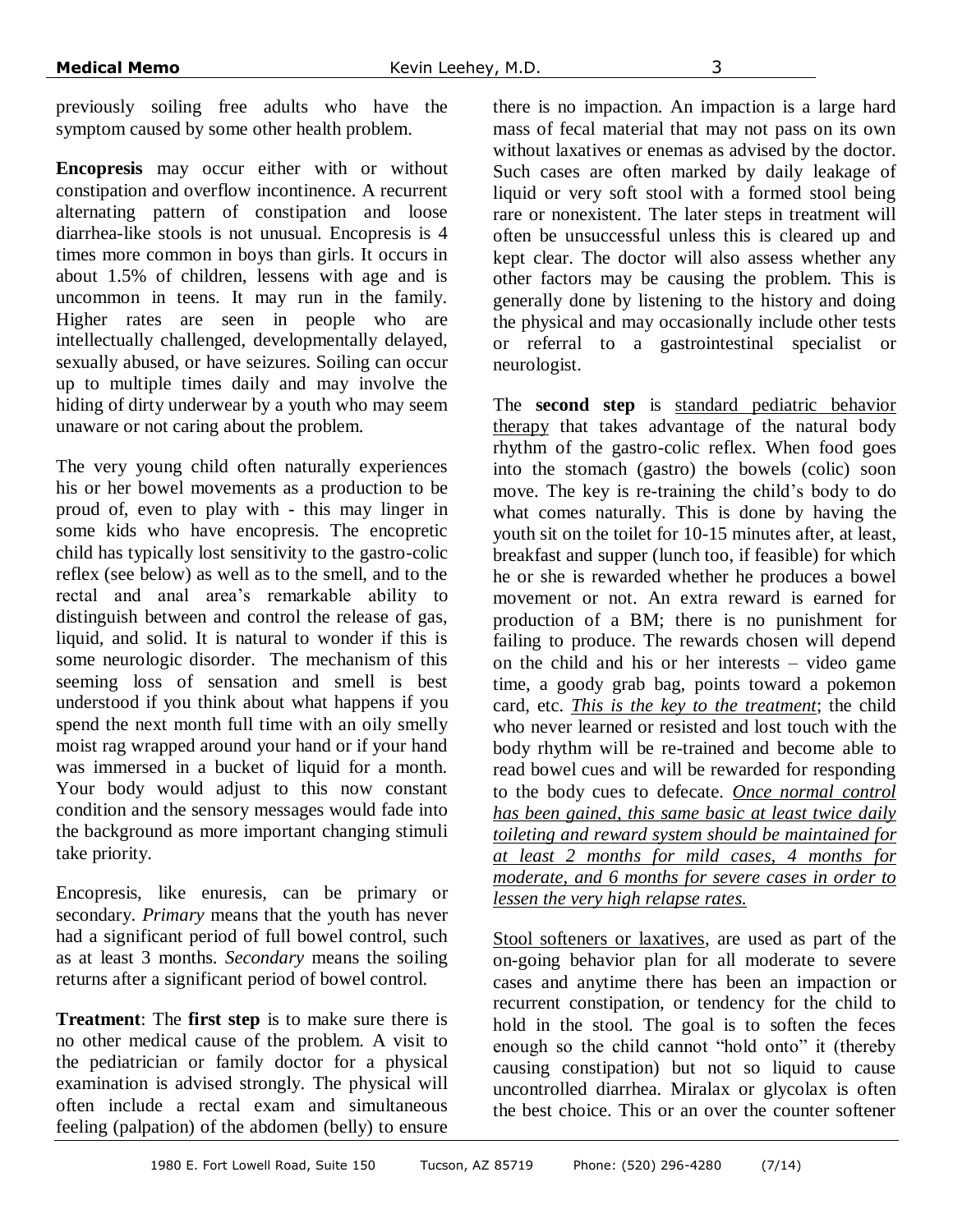previously soiling free adults who have the symptom caused by some other health problem.

**Encopresis** may occur either with or without constipation and overflow incontinence. A recurrent alternating pattern of constipation and loose diarrhea-like stools is not unusual. Encopresis is 4 times more common in boys than girls. It occurs in about 1.5% of children, lessens with age and is uncommon in teens. It may run in the family. Higher rates are seen in people who are intellectually challenged, developmentally delayed, sexually abused, or have seizures. Soiling can occur up to multiple times daily and may involve the hiding of dirty underwear by a youth who may seem unaware or not caring about the problem.

The very young child often naturally experiences his or her bowel movements as a production to be proud of, even to play with - this may linger in some kids who have encopresis. The encopretic child has typically lost sensitivity to the gastro-colic reflex (see below) as well as to the smell, and to the rectal and anal area's remarkable ability to distinguish between and control the release of gas, liquid, and solid. It is natural to wonder if this is some neurologic disorder. The mechanism of this seeming loss of sensation and smell is best understood if you think about what happens if you spend the next month full time with an oily smelly moist rag wrapped around your hand or if your hand was immersed in a bucket of liquid for a month. Your body would adjust to this now constant condition and the sensory messages would fade into the background as more important changing stimuli take priority.

Encopresis, like enuresis, can be primary or secondary. *Primary* means that the youth has never had a significant period of full bowel control, such as at least 3 months. *Secondary* means the soiling returns after a significant period of bowel control.

**Treatment**: The **first step** is to make sure there is no other medical cause of the problem. A visit to the pediatrician or family doctor for a physical examination is advised strongly. The physical will often include a rectal exam and simultaneous feeling (palpation) of the abdomen (belly) to ensure there is no impaction. An impaction is a large hard mass of fecal material that may not pass on its own without laxatives or enemas as advised by the doctor. Such cases are often marked by daily leakage of liquid or very soft stool with a formed stool being rare or nonexistent. The later steps in treatment will often be unsuccessful unless this is cleared up and kept clear. The doctor will also assess whether any other factors may be causing the problem. This is generally done by listening to the history and doing the physical and may occasionally include other tests or referral to a gastrointestinal specialist or neurologist.

The **second step** is <u>standard pediatric behavior therapy</u> that takes advantage of the natural body rhythm of the gastro-colic reflex. When food goes into the stomach (gastro) the bowels (colic) soon move. The key is re-training the child's body to do what comes naturally. This is done by having the youth sit on the toilet for 10-15 minutes after, at least, breakfast and supper (lunch too, if feasible) for which he or she is rewarded whether he produces a bowel movement or not. An extra reward is earned for production of a BM; there is no punishment for failing to produce. The rewards chosen will depend on the child and his or her interests – video game time, a goody grab bag, points toward a pokemon card, etc. <u>*This is the key to the treatment*</u>; the child who never learned or resisted and lost touch with the body rhythm will be re-trained and become able to read bowel cues and will be rewarded for responding to the body cues to defecate. <u>*Once normal control has been gained, this same basic at least twice daily toileting and reward system should be maintained for at least 2 months for mild cases, 4 months for moderate, and 6 months for severe cases in order to lessen the very high relapse rates.*</u>

<u>Stool softeners or laxatives</u>, are used as part of the on-going behavior plan for all moderate to severe cases and anytime there has been an impaction or recurrent constipation, or tendency for the child to hold in the stool. The goal is to soften the feces enough so the child cannot "hold onto" it (thereby causing constipation) but not so liquid to cause uncontrolled diarrhea. Miralax or glycolax is often the best choice. This or an over the counter softener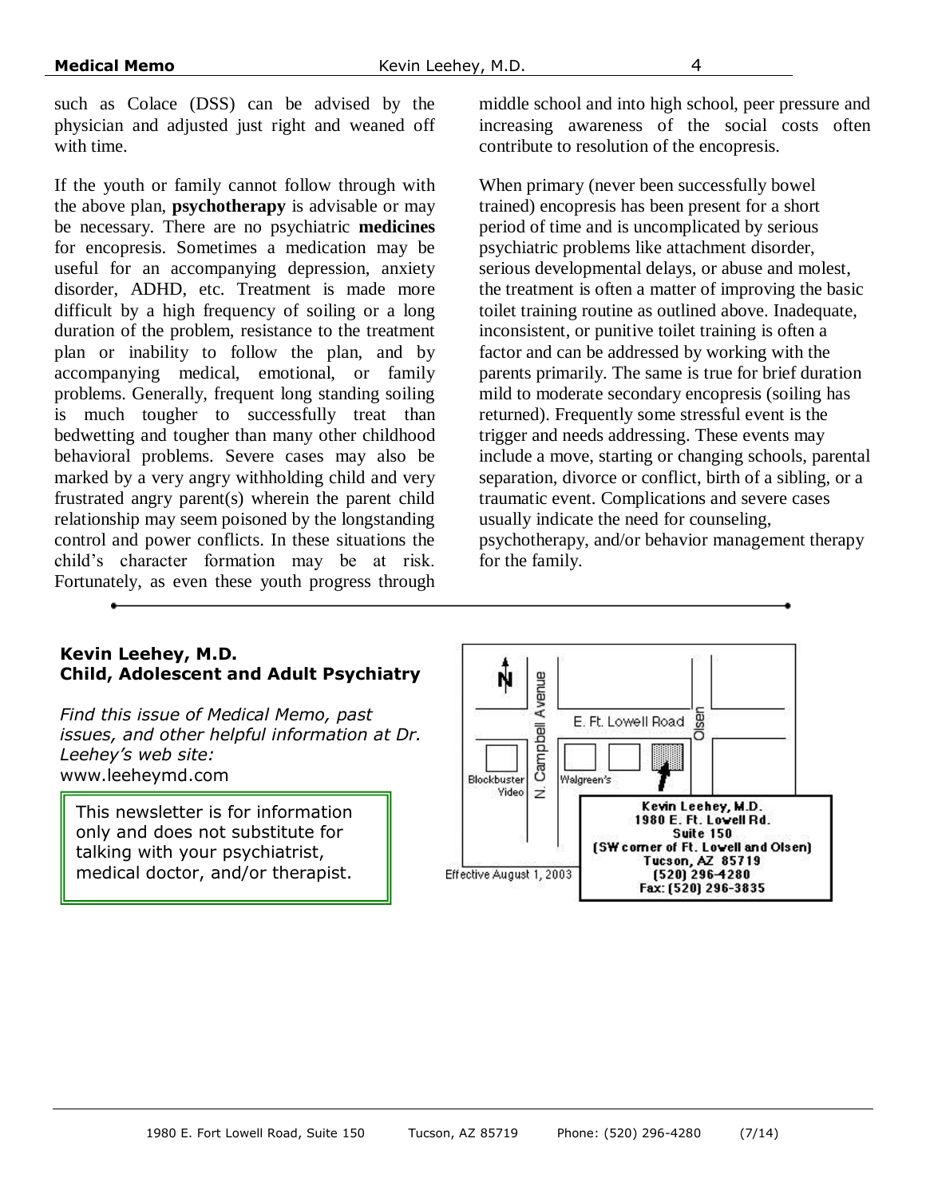such as Colace (DSS) can be advised by the physician and adjusted just right and weaned off with time.

If the youth or family cannot follow through with the above plan, **psychotherapy** is advisable or may be necessary. There are no psychiatric **medicines** for encopresis. Sometimes a medication may be useful for an accompanying depression, anxiety disorder, ADHD, etc. Treatment is made more difficult by a high frequency of soiling or a long duration of the problem, resistance to the treatment plan or inability to follow the plan, and by accompanying medical, emotional, or family problems. Generally, frequent long standing soiling is much tougher to successfully treat than bedwetting and tougher than many other childhood behavioral problems. Severe cases may also be marked by a very angry withholding child and very frustrated angry parent(s) wherein the parent child relationship may seem poisoned by the longstanding control and power conflicts. In these situations the child's character formation may be at risk. Fortunately, as even these youth progress through middle school and into high school, peer pressure and increasing awareness of the social costs often contribute to resolution of the encopresis.

When primary (never been successfully bowel trained) encopresis has been present for a short period of time and is uncomplicated by serious psychiatric problems like attachment disorder, serious developmental delays, or abuse and molest, the treatment is often a matter of improving the basic toilet training routine as outlined above. Inadequate, inconsistent, or punitive toilet training is often a factor and can be addressed by working with the parents primarily. The same is true for brief duration mild to moderate secondary encopresis (soiling has returned). Frequently some stressful event is the trigger and needs addressing. These events may include a move, starting or changing schools, parental separation, divorce or conflict, birth of a sibling, or a traumatic event. Complications and severe cases usually indicate the need for counseling, psychotherapy, and/or behavior management therapy for the family.

---

**Kevin Leehey, M.D.**
**Child, Adolescent and Adult Psychiatry**

*Find this issue of Medical Memo, past issues, and other helpful information at Dr. Leehey's web site:*
www.leeheymd.com

This newsletter is for information only and does not substitute for talking with your psychiatrist, medical doctor, and/or therapist.

N
N. Campbell Avenue
E. Ft. Lowell Road
Olsen
Blockbuster Video
Walgreen's
Effective August 1, 2003

Kevin Leehey, M.D.
1980 E. Ft. Lowell Rd.
Suite 150
(SW corner of Ft. Lowell and Olsen)
Tucson, AZ 85719
(520) 296-4280
Fax: (520) 296-3835